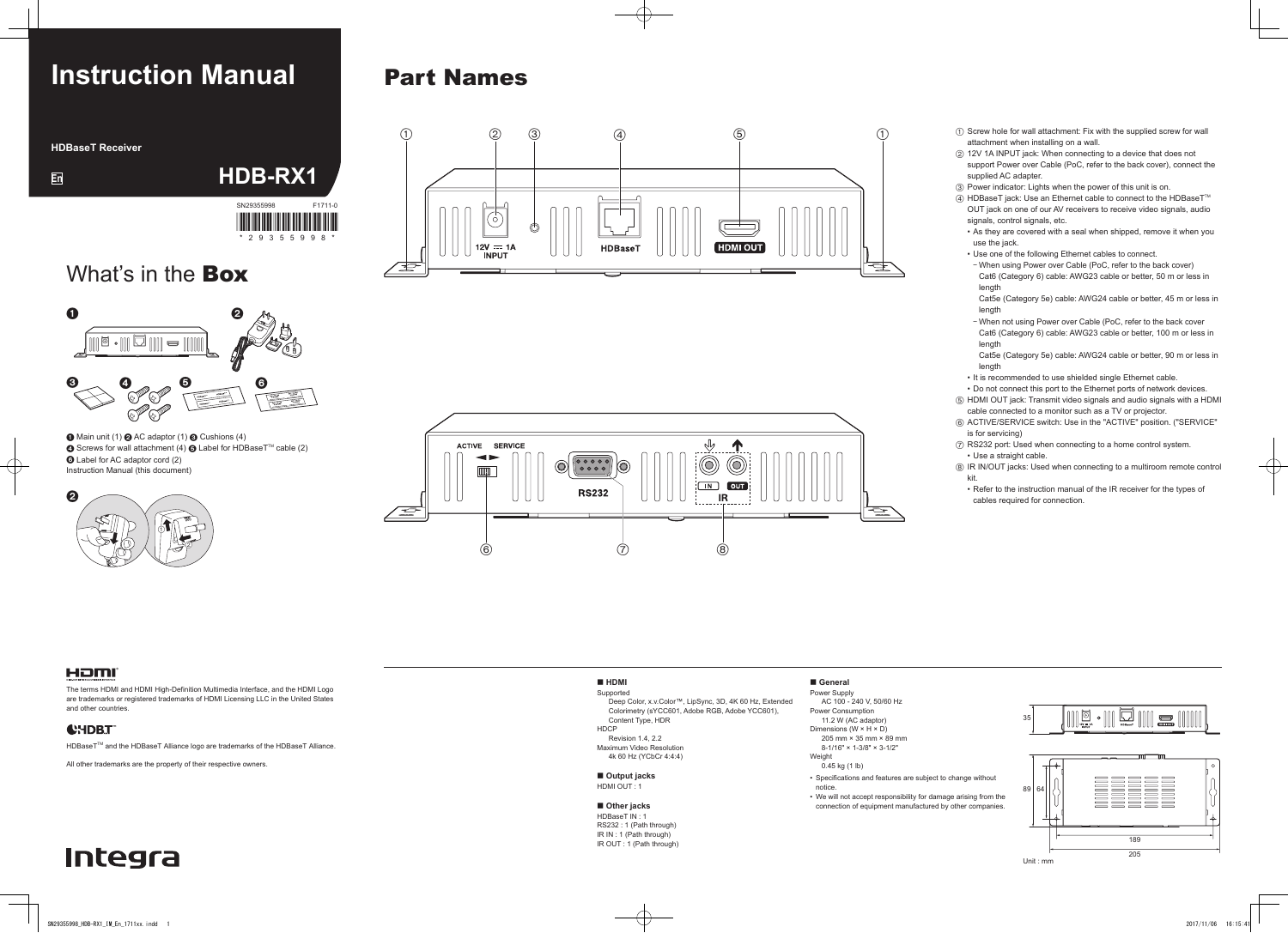# Instruction Manual

**HDBaseT Receiver**

En

# HDB-RX1

SN29355998 F1711-0

\* 2 9 3 5 5 9 9 8 \*

## What's in the **Box**

❶ Main unit (1) ❷ AC adaptor (1) ❸ Cushions (4)
❹ Screws for wall attachment (4) ❺ Label for HDBaseT™ cable (2)
❻ Label for AC adaptor cord (2)
Instruction Manual (this document)

## Part Names

① Screw hole for wall attachment: Fix with the supplied screw for wall attachment when installing on a wall.

② 12V 1A INPUT jack: When connecting to a device that does not support Power over Cable (PoC, refer to the back cover), connect the supplied AC adapter.

③ Power indicator: Lights when the power of this unit is on.

④ HDBaseT jack: Use an Ethernet cable to connect to the HDBaseT™ OUT jack on one of our AV receivers to receive video signals, audio signals, control signals, etc.
- As they are covered with a seal when shipped, remove it when you use the jack.
- Use one of the following Ethernet cables to connect.
  - When using Power over Cable (PoC, refer to the back cover)
    Cat6 (Category 6) cable: AWG23 cable or better, 50 m or less in length
    Cat5e (Category 5e) cable: AWG24 cable or better, 45 m or less in length
  - When not using Power over Cable (PoC, refer to the back cover
    Cat6 (Category 6) cable: AWG23 cable or better, 100 m or less in length
    Cat5e (Category 5e) cable: AWG24 cable or better, 90 m or less in length
- It is recommended to use shielded single Ethernet cable.
- Do not connect this port to the Ethernet ports of network devices.

⑤ HDMI OUT jack: Transmit video signals and audio signals with a HDMI cable connected to a monitor such as a TV or projector.

⑥ ACTIVE/SERVICE switch: Use in the "ACTIVE" position. ("SERVICE" is for servicing)

⑦ RS232 port: Used when connecting to a home control system.
- Use a straight cable.

⑧ IR IN/OUT jacks: Used when connecting to a multiroom remote control kit.
- Refer to the instruction manual of the IR receiver for the types of cables required for connection.

---

The terms HDMI and HDMI High-Definition Multimedia Interface, and the HDMI Logo are trademarks or registered trademarks of HDMI Licensing LLC in the United States and other countries.

HDBaseT™ and the HDBaseT Alliance logo are trademarks of the HDBaseT Alliance.

All other trademarks are the property of their respective owners.

Integra

### ■ HDMI

Supported
Deep Color, x.v.Color™, LipSync, 3D, 4K 60 Hz, Extended Colorimetry (sYCC601, Adobe RGB, Adobe YCC601), Content Type, HDR

HDCP
Revision 1.4, 2.2

Maximum Video Resolution
4k 60 Hz (YCbCr 4:4:4)

### ■ Output jacks

HDMI OUT : 1

### ■ Other jacks

HDBaseT IN : 1
RS232 : 1 (Path through)
IR IN : 1 (Path through)
IR OUT : 1 (Path through)

### ■ General

Power Supply
AC 100 - 240 V, 50/60 Hz

Power Consumption
11.2 W (AC adaptor)

Dimensions (W × H × D)
205 mm × 35 mm × 89 mm
8-1/16" × 1-3/8" × 3-1/2"

Weight
0.45 kg (1 lb)

- Specifications and features are subject to change without notice.
- We will not accept responsibility for damage arising from the connection of equipment manufactured by other companies.

35
89 64
189
205
Unit : mm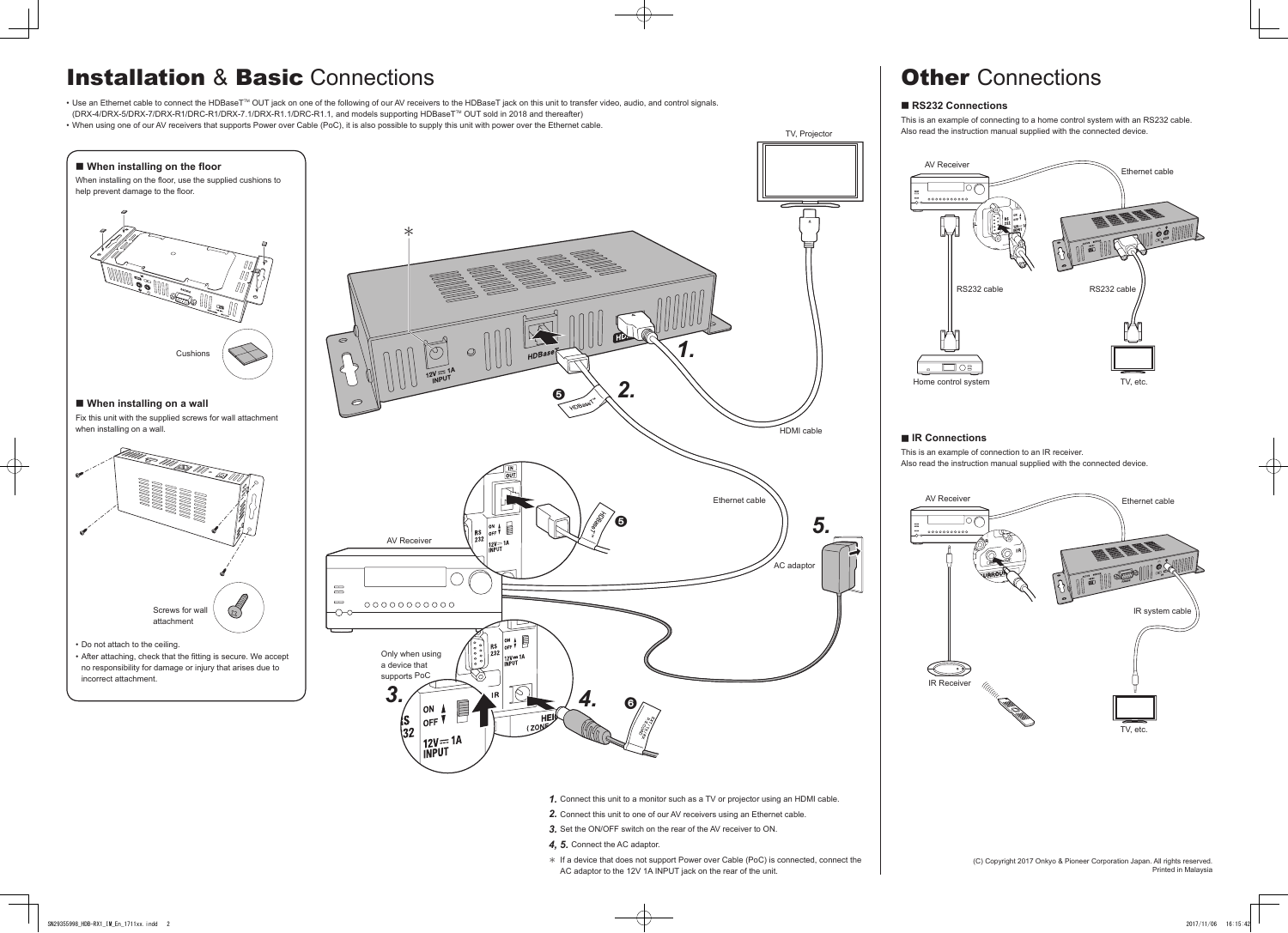# Installation & Basic Connections

- Use an Ethernet cable to connect the HDBaseT™ OUT jack on one of the following of our AV receivers to the HDBaseT jack on this unit to transfer video, audio, and control signals. (DRX-4/DRX-5/DRX-7/DRX-R1/DRC-R1/DRX-7.1/DRX-R1.1/DRC-R1.1, and models supporting HDBaseT™ OUT sold in 2018 and thereafter)
- When using one of our AV receivers that supports Power over Cable (PoC), it is also possible to supply this unit with power over the Ethernet cable.

## ■ When installing on the floor

When installing on the floor, use the supplied cushions to help prevent damage to the floor.

Cushions

## ■ When installing on a wall

Fix this unit with the supplied screws for wall attachment when installing on a wall.

Screws for wall attachment

- Do not attach to the ceiling.
- After attaching, check that the fitting is secure. We accept no responsibility for damage or injury that arises due to incorrect attachment.

TV, Projector

HDMI cable

Ethernet cable

AV Receiver

AC adaptor

Only when using a device that supports PoC

1. Connect this unit to a monitor such as a TV or projector using an HDMI cable.
2. Connect this unit to one of our AV receivers using an Ethernet cable.
3. Set the ON/OFF switch on the rear of the AV receiver to ON.

4, 5. Connect the AC adaptor.

\* If a device that does not support Power over Cable (PoC) is connected, connect the AC adaptor to the 12V 1A INPUT jack on the rear of the unit.

# Other Connections

## ■ RS232 Connections

This is an example of connecting to a home control system with an RS232 cable.
Also read the instruction manual supplied with the connected device.

AV Receiver

Ethernet cable

RS232 cable

RS232 cable

Home control system

TV, etc.

## ■ IR Connections

This is an example of connection to an IR receiver.
Also read the instruction manual supplied with the connected device.

AV Receiver

Ethernet cable

IR system cable

IR Receiver

TV, etc.

(C) Copyright 2017 Onkyo & Pioneer Corporation Japan. All rights reserved.
Printed in Malaysia